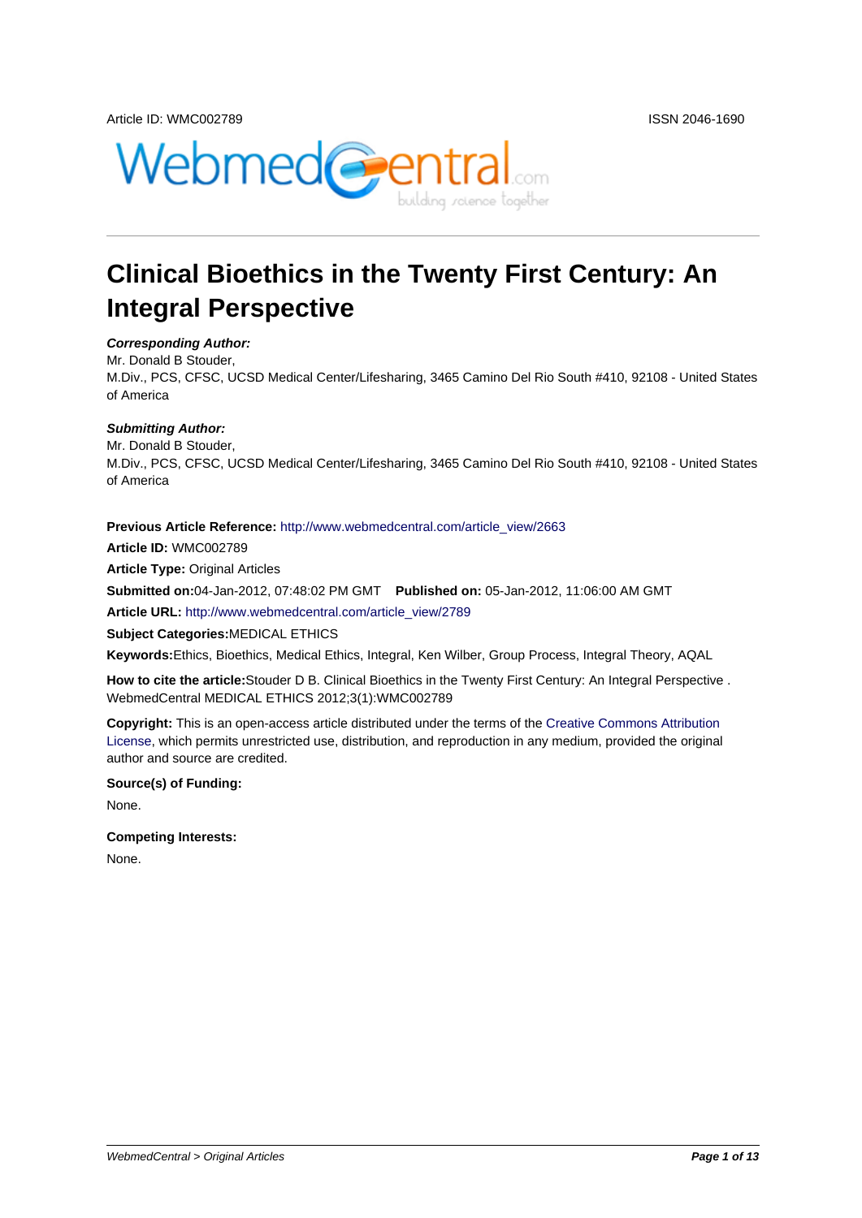# Clinical Bioethics in the Twenty First Century: An Integral Perspective

***Corresponding Author:***

Mr. Donald B Stouder,
M.Div., PCS, CFSC, UCSD Medical Center/Lifesharing, 3465 Camino Del Rio South #410, 92108 - United States of America

***Submitting Author:***

Mr. Donald B Stouder,
M.Div., PCS, CFSC, UCSD Medical Center/Lifesharing, 3465 Camino Del Rio South #410, 92108 - United States of America

**Previous Article Reference:** http://www.webmedcentral.com/article_view/2663

**Article ID:** WMC002789

**Article Type:** Original Articles

**Submitted on:**04-Jan-2012, 07:48:02 PM GMT **Published on:** 05-Jan-2012, 11:06:00 AM GMT

**Article URL:** http://www.webmedcentral.com/article_view/2789

**Subject Categories:**MEDICAL ETHICS

**Keywords:**Ethics, Bioethics, Medical Ethics, Integral, Ken Wilber, Group Process, Integral Theory, AQAL

**How to cite the article:**Stouder D B. Clinical Bioethics in the Twenty First Century: An Integral Perspective . WebmedCentral MEDICAL ETHICS 2012;3(1):WMC002789

**Copyright:** This is an open-access article distributed under the terms of the Creative Commons Attribution License, which permits unrestricted use, distribution, and reproduction in any medium, provided the original author and source are credited.

**Source(s) of Funding:**

None.

**Competing Interests:**

None.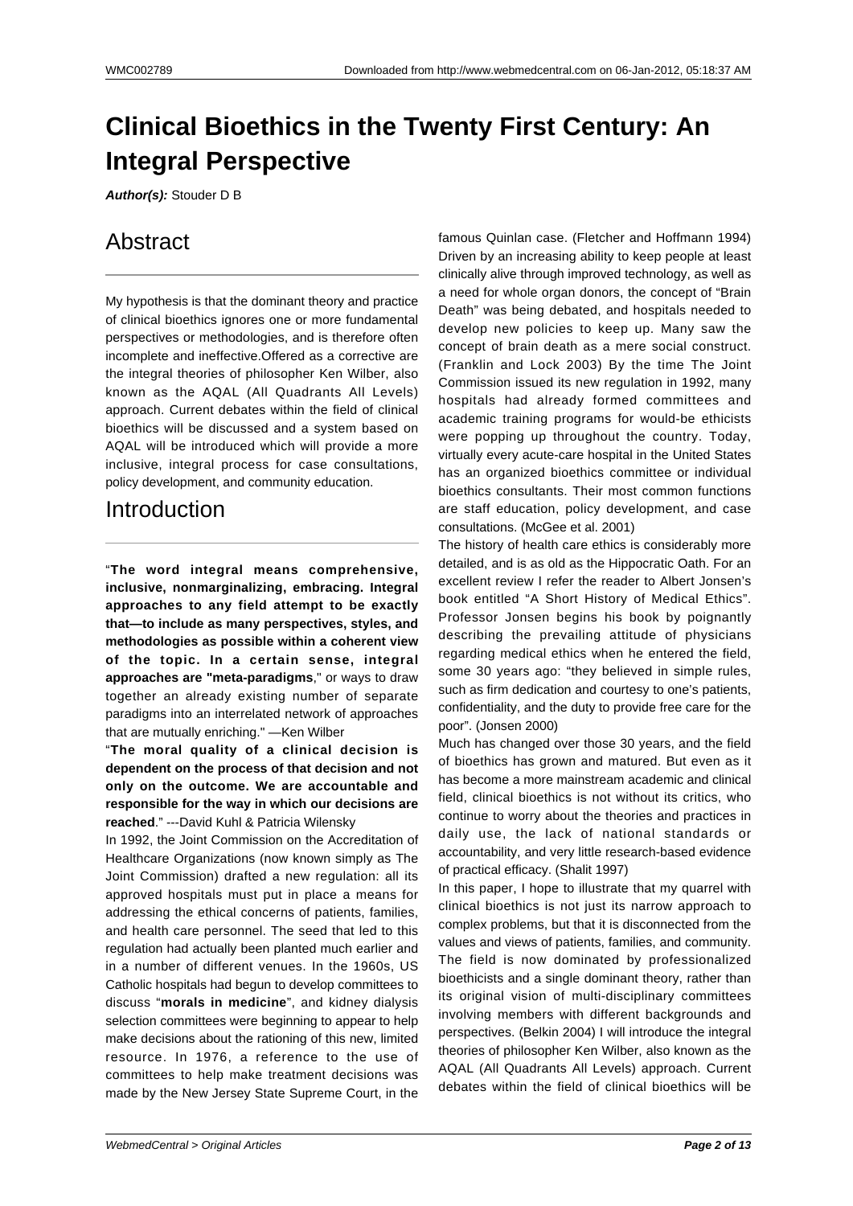# Clinical Bioethics in the Twenty First Century: An Integral Perspective

***Author(s):*** Stouder D B

## Abstract

My hypothesis is that the dominant theory and practice of clinical bioethics ignores one or more fundamental perspectives or methodologies, and is therefore often incomplete and ineffective.Offered as a corrective are the integral theories of philosopher Ken Wilber, also known as the AQAL (All Quadrants All Levels) approach. Current debates within the field of clinical bioethics will be discussed and a system based on AQAL will be introduced which will provide a more inclusive, integral process for case consultations, policy development, and community education.

## Introduction

"**The word integral means comprehensive, inclusive, nonmarginalizing, embracing. Integral approaches to any field attempt to be exactly that—to include as many perspectives, styles, and methodologies as possible within a coherent view of the topic. In a certain sense, integral approaches are "meta-paradigms**," or ways to draw together an already existing number of separate paradigms into an interrelated network of approaches that are mutually enriching." —Ken Wilber

"**The moral quality of a clinical decision is dependent on the process of that decision and not only on the outcome. We are accountable and responsible for the way in which our decisions are reached**." ---David Kuhl & Patricia Wilensky

In 1992, the Joint Commission on the Accreditation of Healthcare Organizations (now known simply as The Joint Commission) drafted a new regulation: all its approved hospitals must put in place a means for addressing the ethical concerns of patients, families, and health care personnel. The seed that led to this regulation had actually been planted much earlier and in a number of different venues. In the 1960s, US Catholic hospitals had begun to develop committees to discuss "**morals in medicine**", and kidney dialysis selection committees were beginning to appear to help make decisions about the rationing of this new, limited resource. In 1976, a reference to the use of committees to help make treatment decisions was made by the New Jersey State Supreme Court, in the famous Quinlan case. (Fletcher and Hoffmann 1994) Driven by an increasing ability to keep people at least clinically alive through improved technology, as well as a need for whole organ donors, the concept of "Brain Death" was being debated, and hospitals needed to develop new policies to keep up. Many saw the concept of brain death as a mere social construct. (Franklin and Lock 2003) By the time The Joint Commission issued its new regulation in 1992, many hospitals had already formed committees and academic training programs for would-be ethicists were popping up throughout the country. Today, virtually every acute-care hospital in the United States has an organized bioethics committee or individual bioethics consultants. Their most common functions are staff education, policy development, and case consultations. (McGee et al. 2001)

The history of health care ethics is considerably more detailed, and is as old as the Hippocratic Oath. For an excellent review I refer the reader to Albert Jonsen's book entitled "A Short History of Medical Ethics". Professor Jonsen begins his book by poignantly describing the prevailing attitude of physicians regarding medical ethics when he entered the field, some 30 years ago: "they believed in simple rules, such as firm dedication and courtesy to one's patients, confidentiality, and the duty to provide free care for the poor". (Jonsen 2000)

Much has changed over those 30 years, and the field of bioethics has grown and matured. But even as it has become a more mainstream academic and clinical field, clinical bioethics is not without its critics, who continue to worry about the theories and practices in daily use, the lack of national standards or accountability, and very little research-based evidence of practical efficacy. (Shalit 1997)

In this paper, I hope to illustrate that my quarrel with clinical bioethics is not just its narrow approach to complex problems, but that it is disconnected from the values and views of patients, families, and community. The field is now dominated by professionalized bioethicists and a single dominant theory, rather than its original vision of multi-disciplinary committees involving members with different backgrounds and perspectives. (Belkin 2004) I will introduce the integral theories of philosopher Ken Wilber, also known as the AQAL (All Quadrants All Levels) approach. Current debates within the field of clinical bioethics will be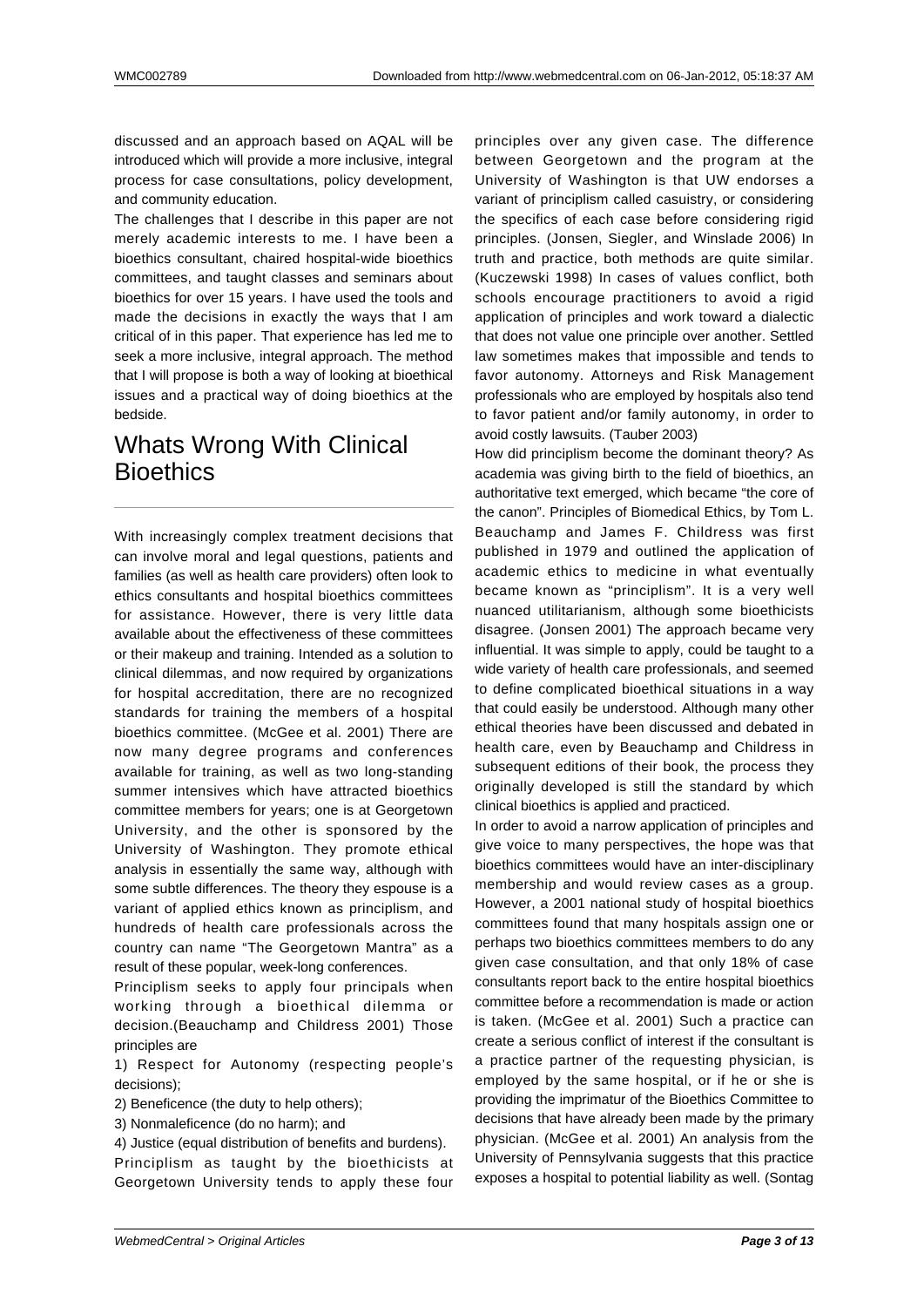discussed and an approach based on AQAL will be introduced which will provide a more inclusive, integral process for case consultations, policy development, and community education.

The challenges that I describe in this paper are not merely academic interests to me. I have been a bioethics consultant, chaired hospital-wide bioethics committees, and taught classes and seminars about bioethics for over 15 years. I have used the tools and made the decisions in exactly the ways that I am critical of in this paper. That experience has led me to seek a more inclusive, integral approach. The method that I will propose is both a way of looking at bioethical issues and a practical way of doing bioethics at the bedside.

## Whats Wrong With Clinical Bioethics

With increasingly complex treatment decisions that can involve moral and legal questions, patients and families (as well as health care providers) often look to ethics consultants and hospital bioethics committees for assistance. However, there is very little data available about the effectiveness of these committees or their makeup and training. Intended as a solution to clinical dilemmas, and now required by organizations for hospital accreditation, there are no recognized standards for training the members of a hospital bioethics committee. (McGee et al. 2001) There are now many degree programs and conferences available for training, as well as two long-standing summer intensives which have attracted bioethics committee members for years; one is at Georgetown University, and the other is sponsored by the University of Washington. They promote ethical analysis in essentially the same way, although with some subtle differences. The theory they espouse is a variant of applied ethics known as principlism, and hundreds of health care professionals across the country can name "The Georgetown Mantra" as a result of these popular, week-long conferences.

Principlism seeks to apply four principals when working through a bioethical dilemma or decision.(Beauchamp and Childress 2001) Those principles are

1) Respect for Autonomy (respecting people's decisions);

2) Beneficence (the duty to help others);

3) Nonmaleficence (do no harm); and

4) Justice (equal distribution of benefits and burdens).

Principlism as taught by the bioethicists at Georgetown University tends to apply these four principles over any given case. The difference between Georgetown and the program at the University of Washington is that UW endorses a variant of principlism called casuistry, or considering the specifics of each case before considering rigid principles. (Jonsen, Siegler, and Winslade 2006) In truth and practice, both methods are quite similar. (Kuczewski 1998) In cases of values conflict, both schools encourage practitioners to avoid a rigid application of principles and work toward a dialectic that does not value one principle over another. Settled law sometimes makes that impossible and tends to favor autonomy. Attorneys and Risk Management professionals who are employed by hospitals also tend to favor patient and/or family autonomy, in order to avoid costly lawsuits. (Tauber 2003)

How did principlism become the dominant theory? As academia was giving birth to the field of bioethics, an authoritative text emerged, which became "the core of the canon". Principles of Biomedical Ethics, by Tom L. Beauchamp and James F. Childress was first published in 1979 and outlined the application of academic ethics to medicine in what eventually became known as "principlism". It is a very well nuanced utilitarianism, although some bioethicists disagree. (Jonsen 2001) The approach became very influential. It was simple to apply, could be taught to a wide variety of health care professionals, and seemed to define complicated bioethical situations in a way that could easily be understood. Although many other ethical theories have been discussed and debated in health care, even by Beauchamp and Childress in subsequent editions of their book, the process they originally developed is still the standard by which clinical bioethics is applied and practiced.

In order to avoid a narrow application of principles and give voice to many perspectives, the hope was that bioethics committees would have an inter-disciplinary membership and would review cases as a group. However, a 2001 national study of hospital bioethics committees found that many hospitals assign one or perhaps two bioethics committees members to do any given case consultation, and that only 18% of case consultants report back to the entire hospital bioethics committee before a recommendation is made or action is taken. (McGee et al. 2001) Such a practice can create a serious conflict of interest if the consultant is a practice partner of the requesting physician, is employed by the same hospital, or if he or she is providing the imprimatur of the Bioethics Committee to decisions that have already been made by the primary physician. (McGee et al. 2001) An analysis from the University of Pennsylvania suggests that this practice exposes a hospital to potential liability as well. (Sontag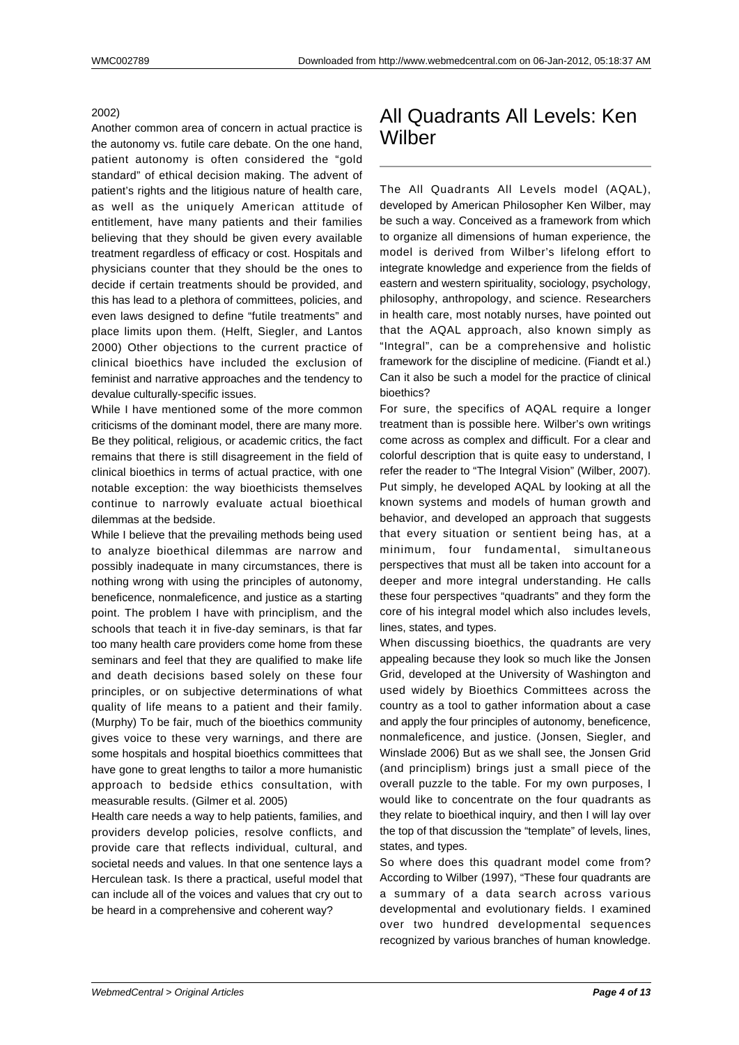2002)

Another common area of concern in actual practice is the autonomy vs. futile care debate. On the one hand, patient autonomy is often considered the "gold standard" of ethical decision making. The advent of patient's rights and the litigious nature of health care, as well as the uniquely American attitude of entitlement, have many patients and their families believing that they should be given every available treatment regardless of efficacy or cost. Hospitals and physicians counter that they should be the ones to decide if certain treatments should be provided, and this has lead to a plethora of committees, policies, and even laws designed to define "futile treatments" and place limits upon them. (Helft, Siegler, and Lantos 2000) Other objections to the current practice of clinical bioethics have included the exclusion of feminist and narrative approaches and the tendency to devalue culturally-specific issues.

While I have mentioned some of the more common criticisms of the dominant model, there are many more. Be they political, religious, or academic critics, the fact remains that there is still disagreement in the field of clinical bioethics in terms of actual practice, with one notable exception: the way bioethicists themselves continue to narrowly evaluate actual bioethical dilemmas at the bedside.

While I believe that the prevailing methods being used to analyze bioethical dilemmas are narrow and possibly inadequate in many circumstances, there is nothing wrong with using the principles of autonomy, beneficence, nonmaleficence, and justice as a starting point. The problem I have with principlism, and the schools that teach it in five-day seminars, is that far too many health care providers come home from these seminars and feel that they are qualified to make life and death decisions based solely on these four principles, or on subjective determinations of what quality of life means to a patient and their family. (Murphy) To be fair, much of the bioethics community gives voice to these very warnings, and there are some hospitals and hospital bioethics committees that have gone to great lengths to tailor a more humanistic approach to bedside ethics consultation, with measurable results. (Gilmer et al. 2005)

Health care needs a way to help patients, families, and providers develop policies, resolve conflicts, and provide care that reflects individual, cultural, and societal needs and values. In that one sentence lays a Herculean task. Is there a practical, useful model that can include all of the voices and values that cry out to be heard in a comprehensive and coherent way?

# All Quadrants All Levels: Ken Wilber

The All Quadrants All Levels model (AQAL), developed by American Philosopher Ken Wilber, may be such a way. Conceived as a framework from which to organize all dimensions of human experience, the model is derived from Wilber's lifelong effort to integrate knowledge and experience from the fields of eastern and western spirituality, sociology, psychology, philosophy, anthropology, and science. Researchers in health care, most notably nurses, have pointed out that the AQAL approach, also known simply as "Integral", can be a comprehensive and holistic framework for the discipline of medicine. (Fiandt et al.) Can it also be such a model for the practice of clinical bioethics?

For sure, the specifics of AQAL require a longer treatment than is possible here. Wilber's own writings come across as complex and difficult. For a clear and colorful description that is quite easy to understand, I refer the reader to "The Integral Vision" (Wilber, 2007). Put simply, he developed AQAL by looking at all the known systems and models of human growth and behavior, and developed an approach that suggests that every situation or sentient being has, at a minimum, four fundamental, simultaneous perspectives that must all be taken into account for a deeper and more integral understanding. He calls these four perspectives "quadrants" and they form the core of his integral model which also includes levels, lines, states, and types.

When discussing bioethics, the quadrants are very appealing because they look so much like the Jonsen Grid, developed at the University of Washington and used widely by Bioethics Committees across the country as a tool to gather information about a case and apply the four principles of autonomy, beneficence, nonmaleficence, and justice. (Jonsen, Siegler, and Winslade 2006) But as we shall see, the Jonsen Grid (and principlism) brings just a small piece of the overall puzzle to the table. For my own purposes, I would like to concentrate on the four quadrants as they relate to bioethical inquiry, and then I will lay over the top of that discussion the "template" of levels, lines, states, and types.

So where does this quadrant model come from? According to Wilber (1997), "These four quadrants are a summary of a data search across various developmental and evolutionary fields. I examined over two hundred developmental sequences recognized by various branches of human knowledge.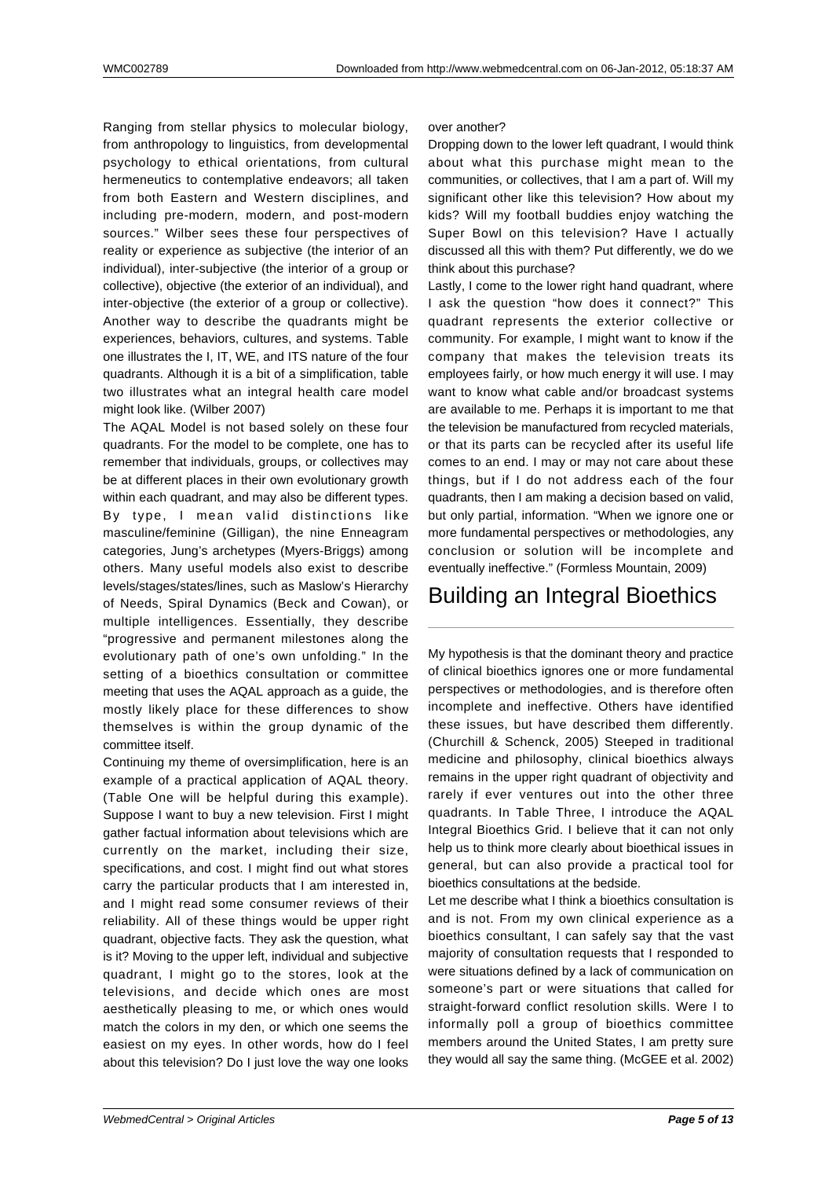Ranging from stellar physics to molecular biology, from anthropology to linguistics, from developmental psychology to ethical orientations, from cultural hermeneutics to contemplative endeavors; all taken from both Eastern and Western disciplines, and including pre-modern, modern, and post-modern sources." Wilber sees these four perspectives of reality or experience as subjective (the interior of an individual), inter-subjective (the interior of a group or collective), objective (the exterior of an individual), and inter-objective (the exterior of a group or collective). Another way to describe the quadrants might be experiences, behaviors, cultures, and systems. Table one illustrates the I, IT, WE, and ITS nature of the four quadrants. Although it is a bit of a simplification, table two illustrates what an integral health care model might look like. (Wilber 2007)

The AQAL Model is not based solely on these four quadrants. For the model to be complete, one has to remember that individuals, groups, or collectives may be at different places in their own evolutionary growth within each quadrant, and may also be different types. By type, I mean valid distinctions like masculine/feminine (Gilligan), the nine Enneagram categories, Jung's archetypes (Myers-Briggs) among others. Many useful models also exist to describe levels/stages/states/lines, such as Maslow's Hierarchy of Needs, Spiral Dynamics (Beck and Cowan), or multiple intelligences. Essentially, they describe "progressive and permanent milestones along the evolutionary path of one's own unfolding." In the setting of a bioethics consultation or committee meeting that uses the AQAL approach as a guide, the mostly likely place for these differences to show themselves is within the group dynamic of the committee itself.

Continuing my theme of oversimplification, here is an example of a practical application of AQAL theory. (Table One will be helpful during this example). Suppose I want to buy a new television. First I might gather factual information about televisions which are currently on the market, including their size, specifications, and cost. I might find out what stores carry the particular products that I am interested in, and I might read some consumer reviews of their reliability. All of these things would be upper right quadrant, objective facts. They ask the question, what is it? Moving to the upper left, individual and subjective quadrant, I might go to the stores, look at the televisions, and decide which ones are most aesthetically pleasing to me, or which ones would match the colors in my den, or which one seems the easiest on my eyes. In other words, how do I feel about this television? Do I just love the way one looks over another?

Dropping down to the lower left quadrant, I would think about what this purchase might mean to the communities, or collectives, that I am a part of. Will my significant other like this television? How about my kids? Will my football buddies enjoy watching the Super Bowl on this television? Have I actually discussed all this with them? Put differently, we do we think about this purchase?

Lastly, I come to the lower right hand quadrant, where I ask the question "how does it connect?" This quadrant represents the exterior collective or community. For example, I might want to know if the company that makes the television treats its employees fairly, or how much energy it will use. I may want to know what cable and/or broadcast systems are available to me. Perhaps it is important to me that the television be manufactured from recycled materials, or that its parts can be recycled after its useful life comes to an end. I may or may not care about these things, but if I do not address each of the four quadrants, then I am making a decision based on valid, but only partial, information. "When we ignore one or more fundamental perspectives or methodologies, any conclusion or solution will be incomplete and eventually ineffective." (Formless Mountain, 2009)

# Building an Integral Bioethics

My hypothesis is that the dominant theory and practice of clinical bioethics ignores one or more fundamental perspectives or methodologies, and is therefore often incomplete and ineffective. Others have identified these issues, but have described them differently. (Churchill & Schenck, 2005) Steeped in traditional medicine and philosophy, clinical bioethics always remains in the upper right quadrant of objectivity and rarely if ever ventures out into the other three quadrants. In Table Three, I introduce the AQAL Integral Bioethics Grid. I believe that it can not only help us to think more clearly about bioethical issues in general, but can also provide a practical tool for bioethics consultations at the bedside.

Let me describe what I think a bioethics consultation is and is not. From my own clinical experience as a bioethics consultant, I can safely say that the vast majority of consultation requests that I responded to were situations defined by a lack of communication on someone's part or were situations that called for straight-forward conflict resolution skills. Were I to informally poll a group of bioethics committee members around the United States, I am pretty sure they would all say the same thing. (McGEE et al. 2002)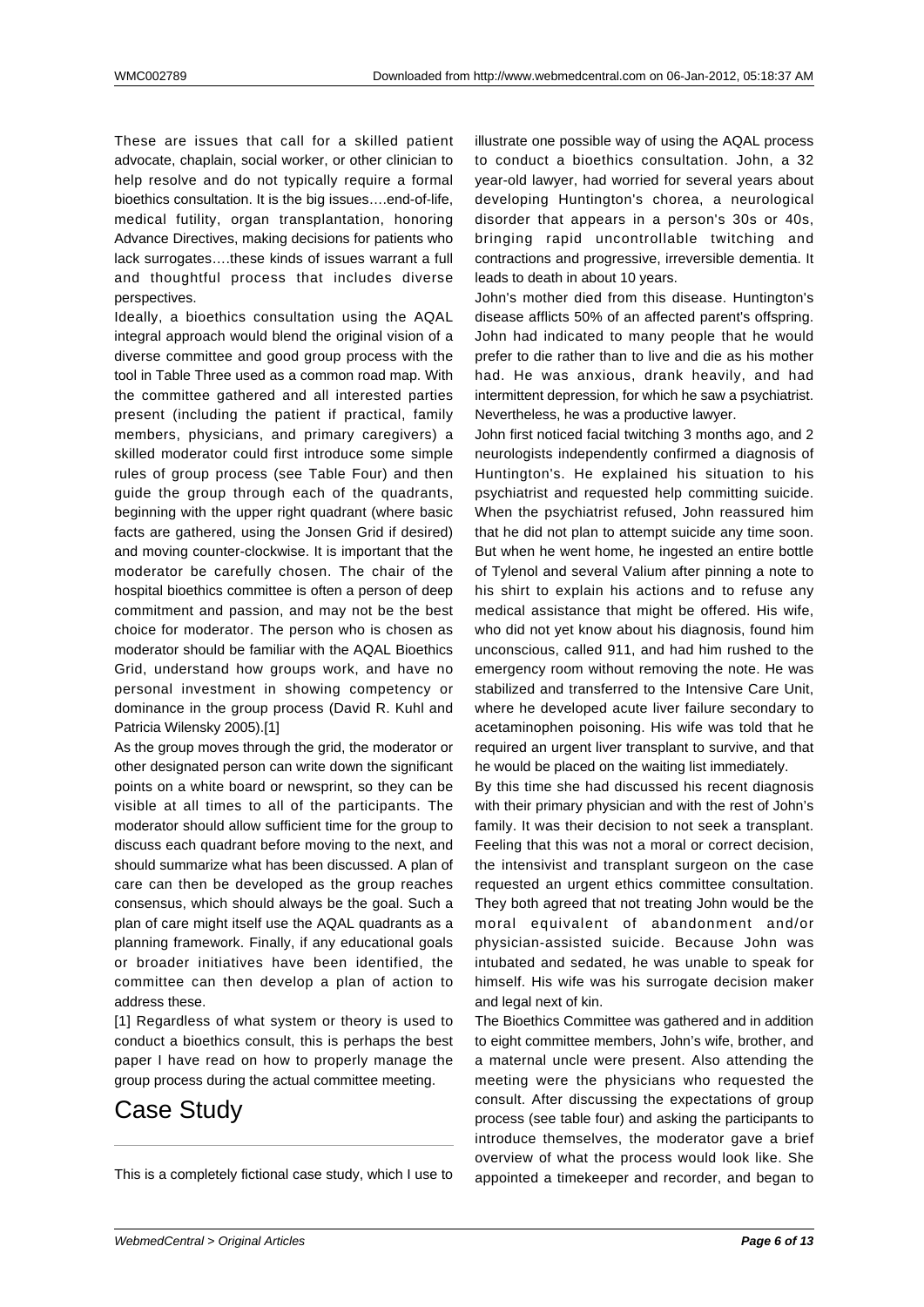These are issues that call for a skilled patient advocate, chaplain, social worker, or other clinician to help resolve and do not typically require a formal bioethics consultation. It is the big issues….end-of-life, medical futility, organ transplantation, honoring Advance Directives, making decisions for patients who lack surrogates….these kinds of issues warrant a full and thoughtful process that includes diverse perspectives.

Ideally, a bioethics consultation using the AQAL integral approach would blend the original vision of a diverse committee and good group process with the tool in Table Three used as a common road map. With the committee gathered and all interested parties present (including the patient if practical, family members, physicians, and primary caregivers) a skilled moderator could first introduce some simple rules of group process (see Table Four) and then guide the group through each of the quadrants, beginning with the upper right quadrant (where basic facts are gathered, using the Jonsen Grid if desired) and moving counter-clockwise. It is important that the moderator be carefully chosen. The chair of the hospital bioethics committee is often a person of deep commitment and passion, and may not be the best choice for moderator. The person who is chosen as moderator should be familiar with the AQAL Bioethics Grid, understand how groups work, and have no personal investment in showing competency or dominance in the group process (David R. Kuhl and Patricia Wilensky 2005).[1]

As the group moves through the grid, the moderator or other designated person can write down the significant points on a white board or newsprint, so they can be visible at all times to all of the participants. The moderator should allow sufficient time for the group to discuss each quadrant before moving to the next, and should summarize what has been discussed. A plan of care can then be developed as the group reaches consensus, which should always be the goal. Such a plan of care might itself use the AQAL quadrants as a planning framework. Finally, if any educational goals or broader initiatives have been identified, the committee can then develop a plan of action to address these.

[1] Regardless of what system or theory is used to conduct a bioethics consult, this is perhaps the best paper I have read on how to properly manage the group process during the actual committee meeting.

# Case Study

This is a completely fictional case study, which I use to illustrate one possible way of using the AQAL process to conduct a bioethics consultation. John, a 32 year-old lawyer, had worried for several years about developing Huntington's chorea, a neurological disorder that appears in a person's 30s or 40s, bringing rapid uncontrollable twitching and contractions and progressive, irreversible dementia. It leads to death in about 10 years.

John's mother died from this disease. Huntington's disease afflicts 50% of an affected parent's offspring. John had indicated to many people that he would prefer to die rather than to live and die as his mother had. He was anxious, drank heavily, and had intermittent depression, for which he saw a psychiatrist. Nevertheless, he was a productive lawyer.

John first noticed facial twitching 3 months ago, and 2 neurologists independently confirmed a diagnosis of Huntington's. He explained his situation to his psychiatrist and requested help committing suicide. When the psychiatrist refused, John reassured him that he did not plan to attempt suicide any time soon. But when he went home, he ingested an entire bottle of Tylenol and several Valium after pinning a note to his shirt to explain his actions and to refuse any medical assistance that might be offered. His wife, who did not yet know about his diagnosis, found him unconscious, called 911, and had him rushed to the emergency room without removing the note. He was stabilized and transferred to the Intensive Care Unit, where he developed acute liver failure secondary to acetaminophen poisoning. His wife was told that he required an urgent liver transplant to survive, and that he would be placed on the waiting list immediately.

By this time she had discussed his recent diagnosis with their primary physician and with the rest of John's family. It was their decision to not seek a transplant. Feeling that this was not a moral or correct decision, the intensivist and transplant surgeon on the case requested an urgent ethics committee consultation. They both agreed that not treating John would be the moral equivalent of abandonment and/or physician-assisted suicide. Because John was intubated and sedated, he was unable to speak for himself. His wife was his surrogate decision maker and legal next of kin.

The Bioethics Committee was gathered and in addition to eight committee members, John's wife, brother, and a maternal uncle were present. Also attending the meeting were the physicians who requested the consult. After discussing the expectations of group process (see table four) and asking the participants to introduce themselves, the moderator gave a brief overview of what the process would look like. She appointed a timekeeper and recorder, and began to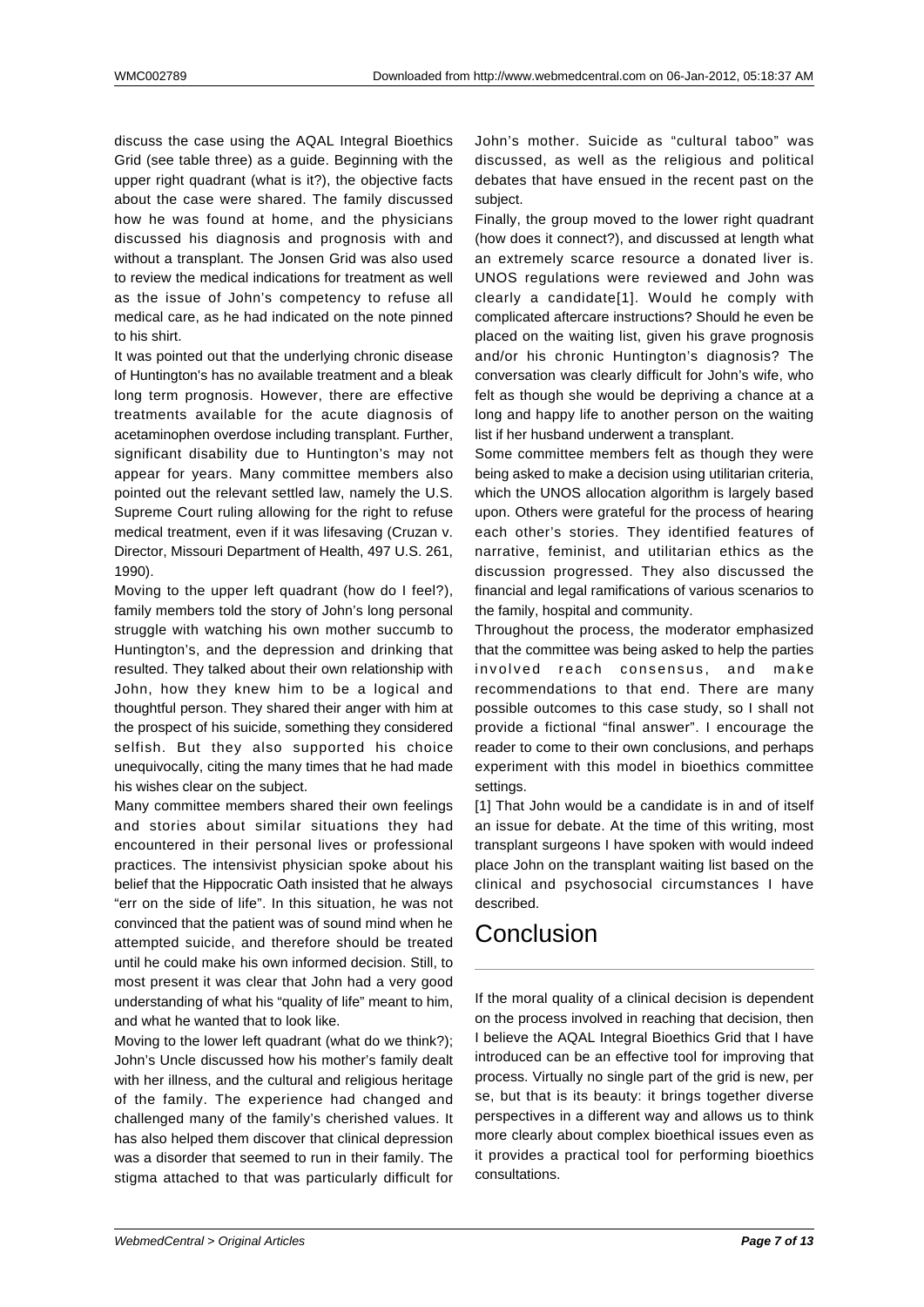discuss the case using the AQAL Integral Bioethics Grid (see table three) as a guide. Beginning with the upper right quadrant (what is it?), the objective facts about the case were shared. The family discussed how he was found at home, and the physicians discussed his diagnosis and prognosis with and without a transplant. The Jonsen Grid was also used to review the medical indications for treatment as well as the issue of John's competency to refuse all medical care, as he had indicated on the note pinned to his shirt.

It was pointed out that the underlying chronic disease of Huntington's has no available treatment and a bleak long term prognosis. However, there are effective treatments available for the acute diagnosis of acetaminophen overdose including transplant. Further, significant disability due to Huntington's may not appear for years. Many committee members also pointed out the relevant settled law, namely the U.S. Supreme Court ruling allowing for the right to refuse medical treatment, even if it was lifesaving (Cruzan v. Director, Missouri Department of Health, 497 U.S. 261, 1990).

Moving to the upper left quadrant (how do I feel?), family members told the story of John's long personal struggle with watching his own mother succumb to Huntington's, and the depression and drinking that resulted. They talked about their own relationship with John, how they knew him to be a logical and thoughtful person. They shared their anger with him at the prospect of his suicide, something they considered selfish. But they also supported his choice unequivocally, citing the many times that he had made his wishes clear on the subject.

Many committee members shared their own feelings and stories about similar situations they had encountered in their personal lives or professional practices. The intensivist physician spoke about his belief that the Hippocratic Oath insisted that he always "err on the side of life". In this situation, he was not convinced that the patient was of sound mind when he attempted suicide, and therefore should be treated until he could make his own informed decision. Still, to most present it was clear that John had a very good understanding of what his "quality of life" meant to him, and what he wanted that to look like.

Moving to the lower left quadrant (what do we think?); John's Uncle discussed how his mother's family dealt with her illness, and the cultural and religious heritage of the family. The experience had changed and challenged many of the family's cherished values. It has also helped them discover that clinical depression was a disorder that seemed to run in their family. The stigma attached to that was particularly difficult for John's mother. Suicide as "cultural taboo" was discussed, as well as the religious and political debates that have ensued in the recent past on the subject.

Finally, the group moved to the lower right quadrant (how does it connect?), and discussed at length what an extremely scarce resource a donated liver is. UNOS regulations were reviewed and John was clearly a candidate[1]. Would he comply with complicated aftercare instructions? Should he even be placed on the waiting list, given his grave prognosis and/or his chronic Huntington's diagnosis? The conversation was clearly difficult for John's wife, who felt as though she would be depriving a chance at a long and happy life to another person on the waiting list if her husband underwent a transplant.

Some committee members felt as though they were being asked to make a decision using utilitarian criteria, which the UNOS allocation algorithm is largely based upon. Others were grateful for the process of hearing each other's stories. They identified features of narrative, feminist, and utilitarian ethics as the discussion progressed. They also discussed the financial and legal ramifications of various scenarios to the family, hospital and community.

Throughout the process, the moderator emphasized that the committee was being asked to help the parties involved reach consensus, and make recommendations to that end. There are many possible outcomes to this case study, so I shall not provide a fictional "final answer". I encourage the reader to come to their own conclusions, and perhaps experiment with this model in bioethics committee settings.

[1] That John would be a candidate is in and of itself an issue for debate. At the time of this writing, most transplant surgeons I have spoken with would indeed place John on the transplant waiting list based on the clinical and psychosocial circumstances I have described.

# Conclusion

If the moral quality of a clinical decision is dependent on the process involved in reaching that decision, then I believe the AQAL Integral Bioethics Grid that I have introduced can be an effective tool for improving that process. Virtually no single part of the grid is new, per se, but that is its beauty: it brings together diverse perspectives in a different way and allows us to think more clearly about complex bioethical issues even as it provides a practical tool for performing bioethics consultations.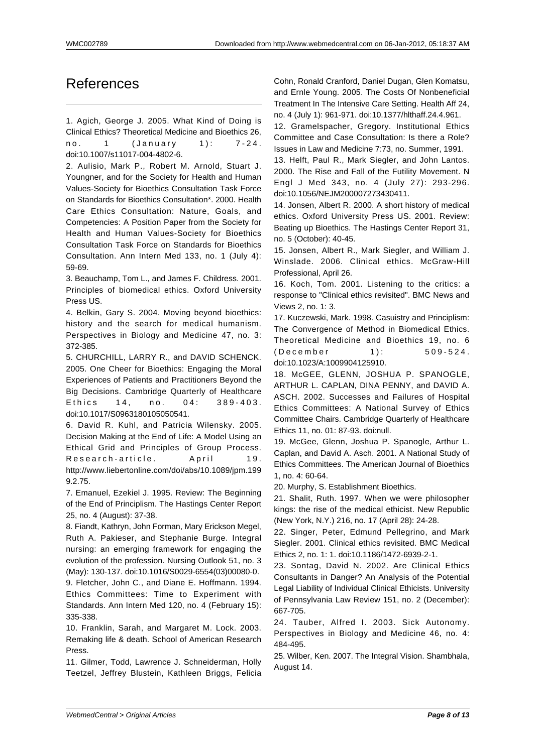# References

1. Agich, George J. 2005. What Kind of Doing is Clinical Ethics? Theoretical Medicine and Bioethics 26, no. 1 (January 1): 7-24. doi:10.1007/s11017-004-4802-6.

2. Aulisio, Mark P., Robert M. Arnold, Stuart J. Youngner, and for the Society for Health and Human Values-Society for Bioethics Consultation Task Force on Standards for Bioethics Consultation*. 2000. Health Care Ethics Consultation: Nature, Goals, and Competencies: A Position Paper from the Society for Health and Human Values-Society for Bioethics Consultation Task Force on Standards for Bioethics Consultation. Ann Intern Med 133, no. 1 (July 4): 59-69.

3. Beauchamp, Tom L., and James F. Childress. 2001. Principles of biomedical ethics. Oxford University Press US.

4. Belkin, Gary S. 2004. Moving beyond bioethics: history and the search for medical humanism. Perspectives in Biology and Medicine 47, no. 3: 372-385.

5. CHURCHILL, LARRY R., and DAVID SCHENCK. 2005. One Cheer for Bioethics: Engaging the Moral Experiences of Patients and Practitioners Beyond the Big Decisions. Cambridge Quarterly of Healthcare Ethics 14, no. 04: 389-403. doi:10.1017/S0963180105050541.

6. David R. Kuhl, and Patricia Wilensky. 2005. Decision Making at the End of Life: A Model Using an Ethical Grid and Principles of Group Process. Research-article. April 19. http://www.liebertonline.com/doi/abs/10.1089/jpm.1999.2.75.

7. Emanuel, Ezekiel J. 1995. Review: The Beginning of the End of Principlism. The Hastings Center Report 25, no. 4 (August): 37-38.

8. Fiandt, Kathryn, John Forman, Mary Erickson Megel, Ruth A. Pakieser, and Stephanie Burge. Integral nursing: an emerging framework for engaging the evolution of the profession. Nursing Outlook 51, no. 3 (May): 130-137. doi:10.1016/S0029-6554(03)00080-0.

9. Fletcher, John C., and Diane E. Hoffmann. 1994. Ethics Committees: Time to Experiment with Standards. Ann Intern Med 120, no. 4 (February 15): 335-338.

10. Franklin, Sarah, and Margaret M. Lock. 2003. Remaking life & death. School of American Research Press.

11. Gilmer, Todd, Lawrence J. Schneiderman, Holly Teetzel, Jeffrey Blustein, Kathleen Briggs, Felicia Cohn, Ronald Cranford, Daniel Dugan, Glen Komatsu, and Ernle Young. 2005. The Costs Of Nonbeneficial Treatment In The Intensive Care Setting. Health Aff 24, no. 4 (July 1): 961-971. doi:10.1377/hlthaff.24.4.961.

12. Gramelspacher, Gregory. Institutional Ethics Committee and Case Consultation: Is there a Role? Issues in Law and Medicine 7:73, no. Summer, 1991.

13. Helft, Paul R., Mark Siegler, and John Lantos. 2000. The Rise and Fall of the Futility Movement. N Engl J Med 343, no. 4 (July 27): 293-296. doi:10.1056/NEJM200007273430411.

14. Jonsen, Albert R. 2000. A short history of medical ethics. Oxford University Press US. 2001. Review: Beating up Bioethics. The Hastings Center Report 31, no. 5 (October): 40-45.

15. Jonsen, Albert R., Mark Siegler, and William J. Winslade. 2006. Clinical ethics. McGraw-Hill Professional, April 26.

16. Koch, Tom. 2001. Listening to the critics: a response to "Clinical ethics revisited". BMC News and Views 2, no. 1: 3.

17. Kuczewski, Mark. 1998. Casuistry and Principlism: The Convergence of Method in Biomedical Ethics. Theoretical Medicine and Bioethics 19, no. 6 (December 1): 509-524. doi:10.1023/A:1009904125910.

18. McGEE, GLENN, JOSHUA P. SPANOGLE, ARTHUR L. CAPLAN, DINA PENNY, and DAVID A. ASCH. 2002. Successes and Failures of Hospital Ethics Committees: A National Survey of Ethics Committee Chairs. Cambridge Quarterly of Healthcare Ethics 11, no. 01: 87-93. doi:null.

19. McGee, Glenn, Joshua P. Spanogle, Arthur L. Caplan, and David A. Asch. 2001. A National Study of Ethics Committees. The American Journal of Bioethics 1, no. 4: 60-64.

20. Murphy, S. Establishment Bioethics.

21. Shalit, Ruth. 1997. When we were philosopher kings: the rise of the medical ethicist. New Republic (New York, N.Y.) 216, no. 17 (April 28): 24-28.

22. Singer, Peter, Edmund Pellegrino, and Mark Siegler. 2001. Clinical ethics revisited. BMC Medical Ethics 2, no. 1: 1. doi:10.1186/1472-6939-2-1.

23. Sontag, David N. 2002. Are Clinical Ethics Consultants in Danger? An Analysis of the Potential Legal Liability of Individual Clinical Ethicists. University of Pennsylvania Law Review 151, no. 2 (December): 667-705.

24. Tauber, Alfred I. 2003. Sick Autonomy. Perspectives in Biology and Medicine 46, no. 4: 484-495.

25. Wilber, Ken. 2007. The Integral Vision. Shambhala, August 14.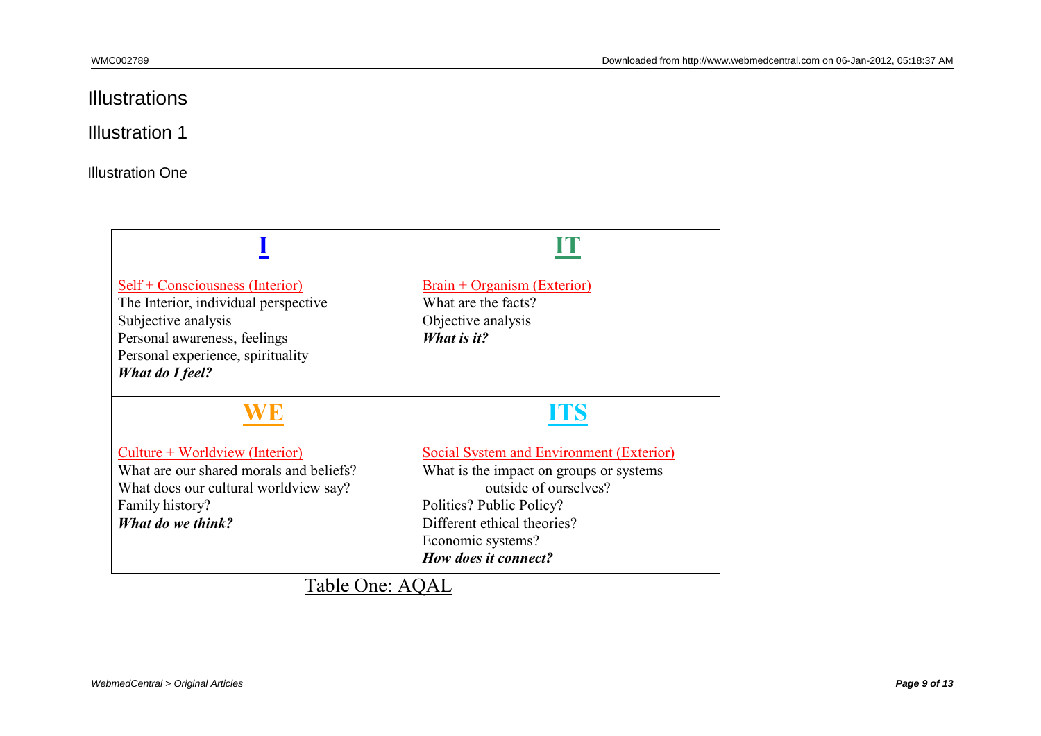## Illustrations

### Illustration 1

Illustration One

| I | IT |
|---|---|
| Self + Consciousness (Interior)<br>The Interior, individual perspective<br>Subjective analysis<br>Personal awareness, feelings<br>Personal experience, spirituality<br>***What do I feel?*** | Brain + Organism (Exterior)<br>What are the facts?<br>Objective analysis<br>***What is it?*** |
| **WE** | **ITS** |
| Culture + Worldview (Interior)<br>What are our shared morals and beliefs?<br>What does our cultural worldview say?<br>Family history?<br>***What do we think?*** | Social System and Environment (Exterior)<br>What is the impact on groups or systems outside of ourselves?<br>Politics? Public Policy?<br>Different ethical theories?<br>Economic systems?<br>***How does it connect?*** |

Table One: AQAL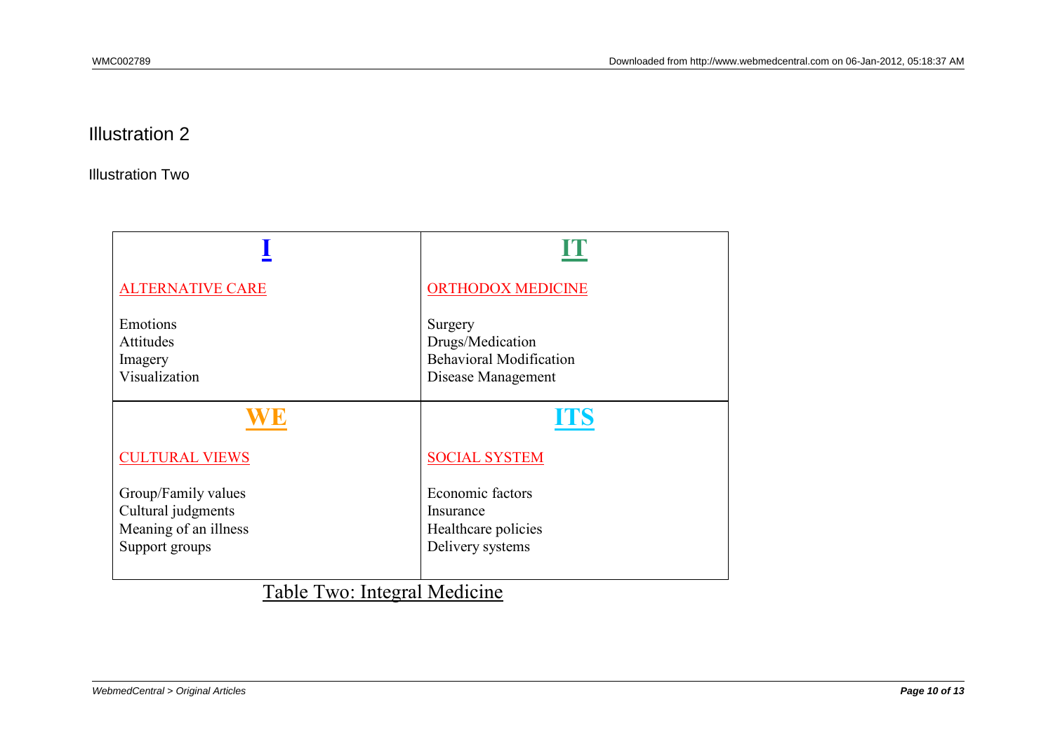## Illustration 2

Illustration Two

| **I** | **IT** |
| --- | --- |
| ALTERNATIVE CARE<br><br>Emotions<br>Attitudes<br>Imagery<br>Visualization | ORTHODOX MEDICINE<br><br>Surgery<br>Drugs/Medication<br>Behavioral Modification<br>Disease Management |
| **WE** | **ITS** |
| CULTURAL VIEWS<br><br>Group/Family values<br>Cultural judgments<br>Meaning of an illness<br>Support groups | SOCIAL SYSTEM<br><br>Economic factors<br>Insurance<br>Healthcare policies<br>Delivery systems |

Table Two: Integral Medicine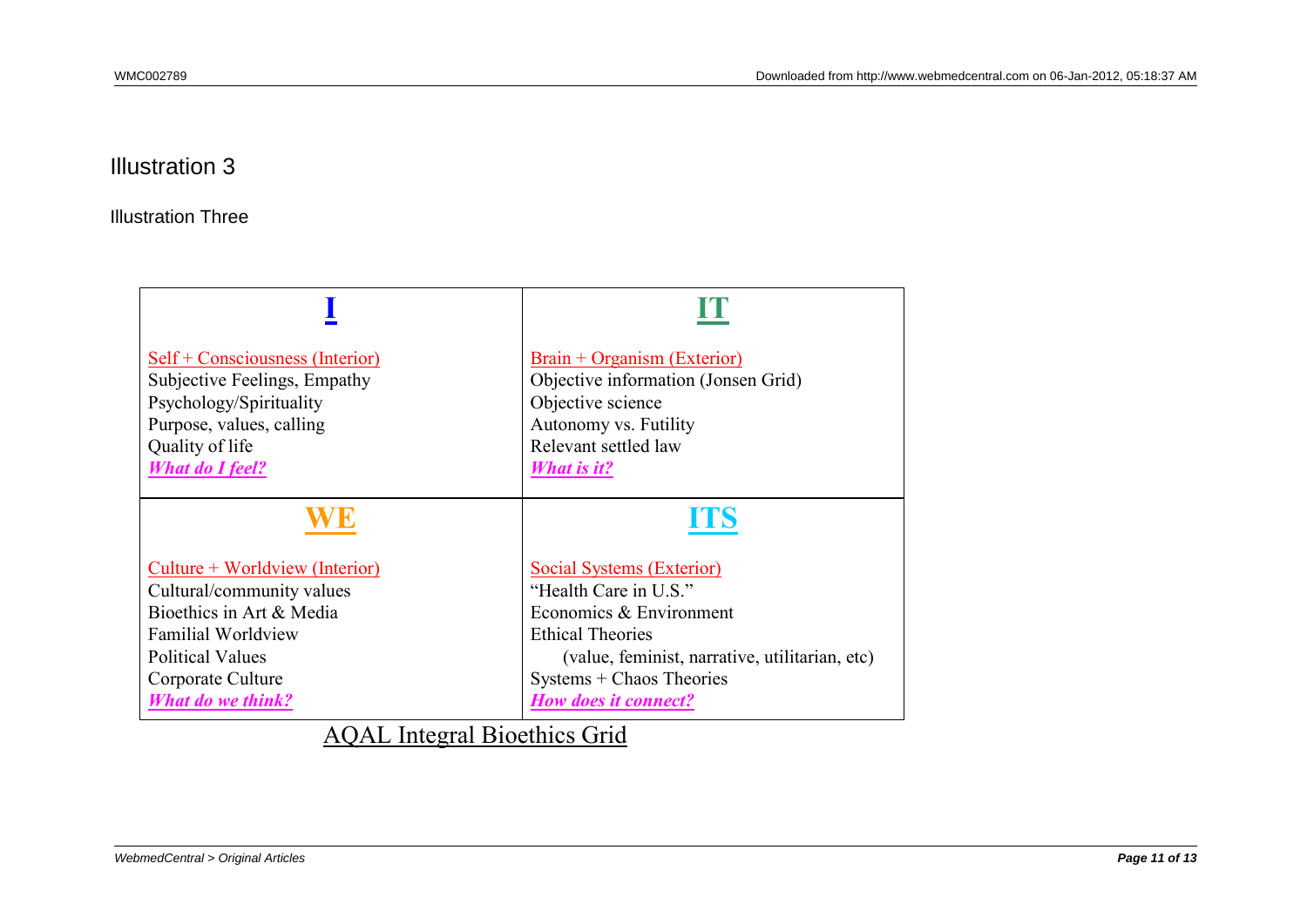# Illustration 3

Illustration Three

| **I** | **IT** |
|---|---|
| Self + Consciousness (Interior)<br>Subjective Feelings, Empathy<br>Psychology/Spirituality<br>Purpose, values, calling<br>Quality of life<br>***What do I feel?*** | Brain + Organism (Exterior)<br>Objective information (Jonsen Grid)<br>Objective science<br>Autonomy vs. Futility<br>Relevant settled law<br>***What is it?*** |
| **WE** | **ITS** |
| Culture + Worldview (Interior)<br>Cultural/community values<br>Bioethics in Art & Media<br>Familial Worldview<br>Political Values<br>Corporate Culture<br>***What do we think?*** | Social Systems (Exterior)<br>"Health Care in U.S."<br>Economics & Environment<br>Ethical Theories<br>(value, feminist, narrative, utilitarian, etc)<br>Systems + Chaos Theories<br>***How does it connect?*** |

AQAL Integral Bioethics Grid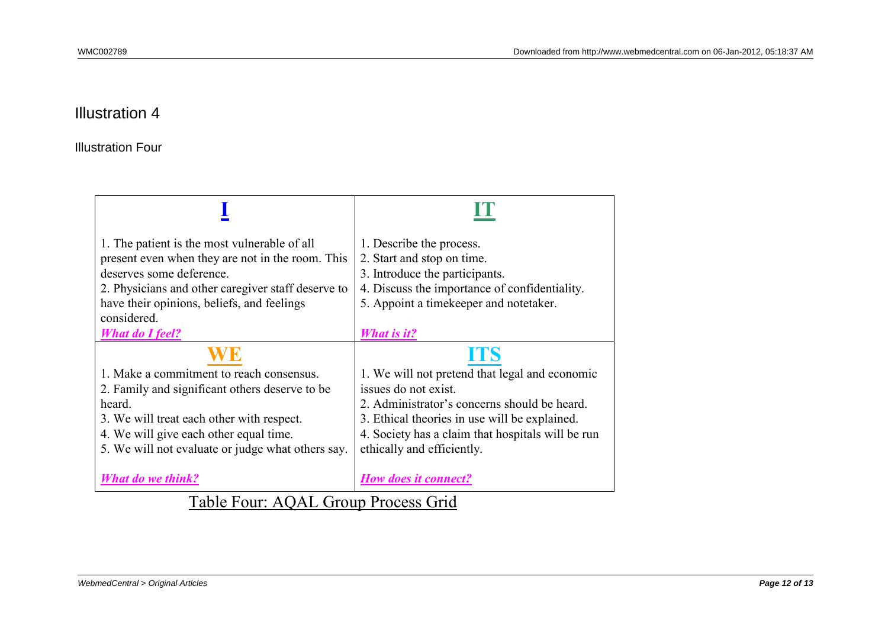## Illustration 4

Illustration Four

| I | IT |
|---|---|
| 1. The patient is the most vulnerable of all present even when they are not in the room. This deserves some deference.<br>2. Physicians and other caregiver staff deserve to have their opinions, beliefs, and feelings considered.<br>***What do I feel?*** | 1. Describe the process.<br>2. Start and stop on time.<br>3. Introduce the participants.<br>4. Discuss the importance of confidentiality.<br>5. Appoint a timekeeper and notetaker.<br>***What is it?*** |
| **WE** | **ITS** |
| 1. Make a commitment to reach consensus.<br>2. Family and significant others deserve to be heard.<br>3. We will treat each other with respect.<br>4. We will give each other equal time.<br>5. We will not evaluate or judge what others say.<br>***What do we think?*** | 1. We will not pretend that legal and economic issues do not exist.<br>2. Administrator's concerns should be heard.<br>3. Ethical theories in use will be explained.<br>4. Society has a claim that hospitals will be run ethically and efficiently.<br>***How does it connect?*** |

Table Four: AQAL Group Process Grid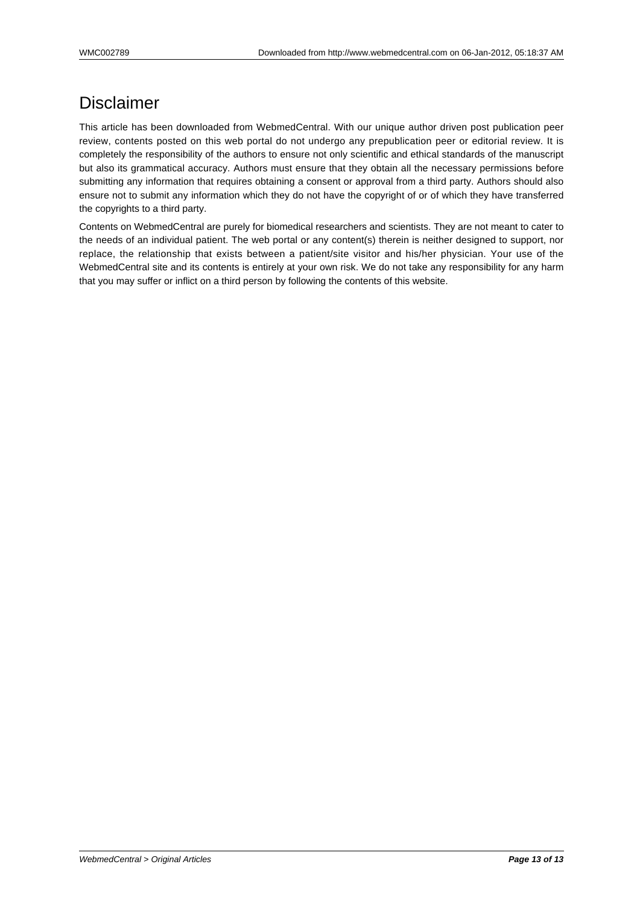# Disclaimer

This article has been downloaded from WebmedCentral. With our unique author driven post publication peer review, contents posted on this web portal do not undergo any prepublication peer or editorial review. It is completely the responsibility of the authors to ensure not only scientific and ethical standards of the manuscript but also its grammatical accuracy. Authors must ensure that they obtain all the necessary permissions before submitting any information that requires obtaining a consent or approval from a third party. Authors should also ensure not to submit any information which they do not have the copyright of or of which they have transferred the copyrights to a third party.

Contents on WebmedCentral are purely for biomedical researchers and scientists. They are not meant to cater to the needs of an individual patient. The web portal or any content(s) therein is neither designed to support, nor replace, the relationship that exists between a patient/site visitor and his/her physician. Your use of the WebmedCentral site and its contents is entirely at your own risk. We do not take any responsibility for any harm that you may suffer or inflict on a third person by following the contents of this website.